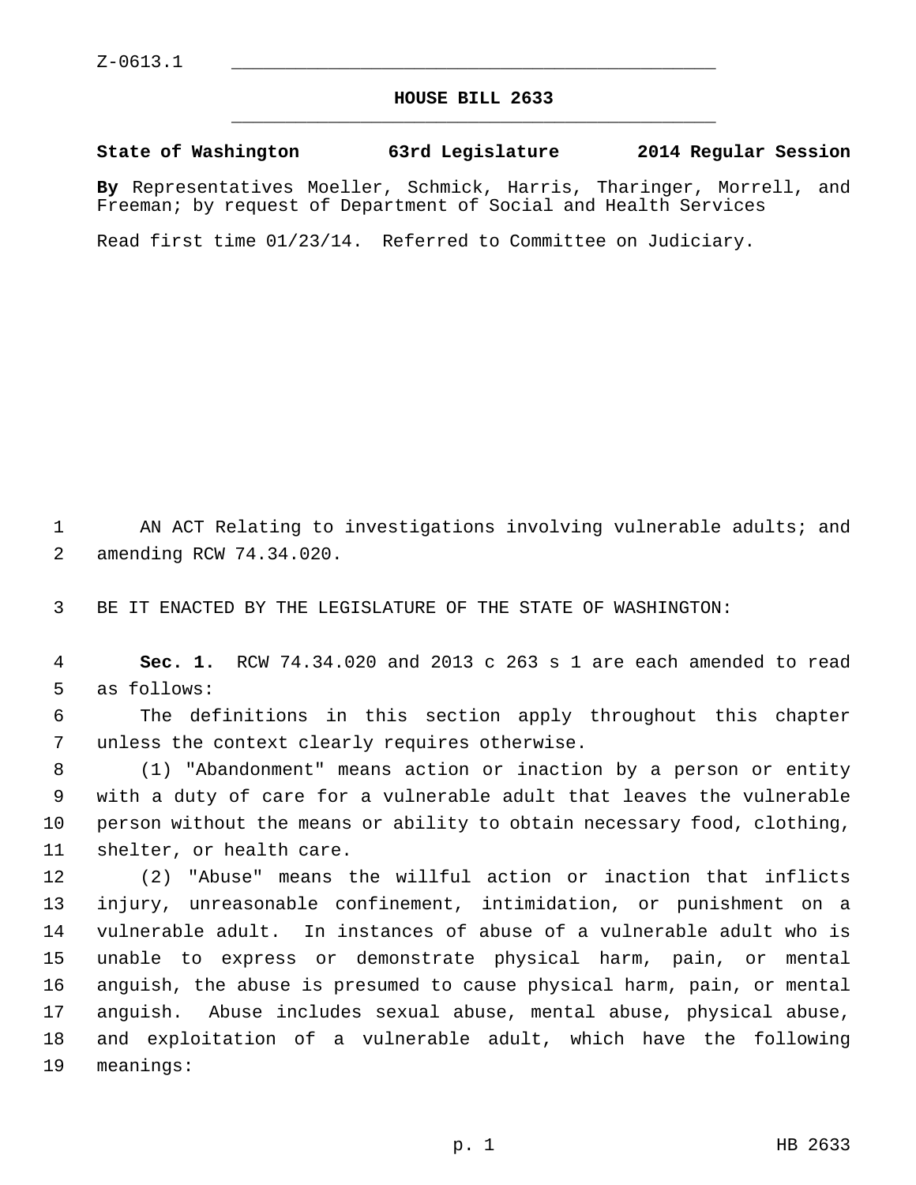Z-0613.1

# HOUSE BILL 2633

**State of Washington 63rd Legislature 2014 Regular Session**

**By** Representatives Moeller, Schmick, Harris, Tharinger, Morrell, and Freeman; by request of Department of Social and Health Services

Read first time 01/23/14. Referred to Committee on Judiciary.

AN ACT Relating to investigations involving vulnerable adults; and amending RCW 74.34.020.

BE IT ENACTED BY THE LEGISLATURE OF THE STATE OF WASHINGTON:

**Sec. 1.** RCW 74.34.020 and 2013 c 263 s 1 are each amended to read as follows:

The definitions in this section apply throughout this chapter unless the context clearly requires otherwise.

(1) "Abandonment" means action or inaction by a person or entity with a duty of care for a vulnerable adult that leaves the vulnerable person without the means or ability to obtain necessary food, clothing, shelter, or health care.

(2) "Abuse" means the willful action or inaction that inflicts injury, unreasonable confinement, intimidation, or punishment on a vulnerable adult. In instances of abuse of a vulnerable adult who is unable to express or demonstrate physical harm, pain, or mental anguish, the abuse is presumed to cause physical harm, pain, or mental anguish. Abuse includes sexual abuse, mental abuse, physical abuse, and exploitation of a vulnerable adult, which have the following meanings: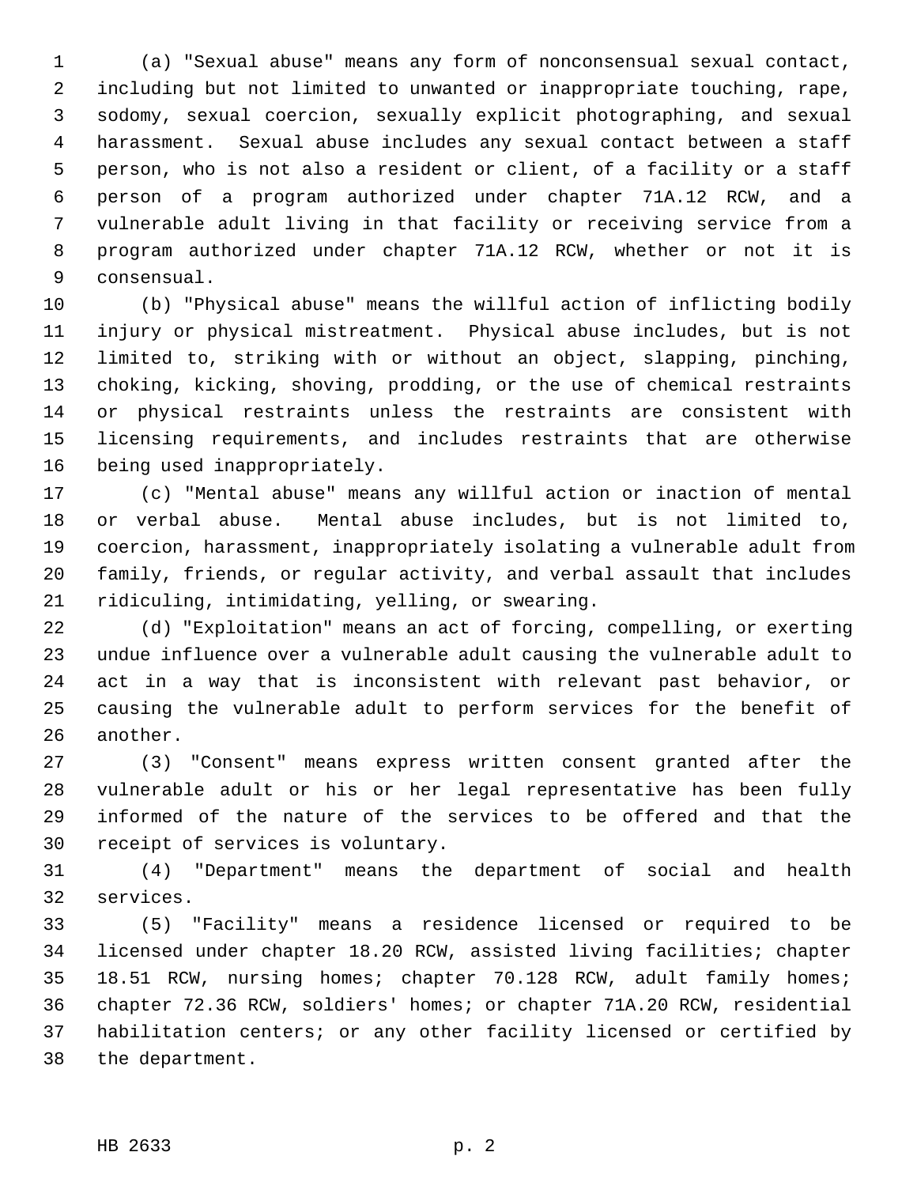(a) "Sexual abuse" means any form of nonconsensual sexual contact, including but not limited to unwanted or inappropriate touching, rape, sodomy, sexual coercion, sexually explicit photographing, and sexual harassment. Sexual abuse includes any sexual contact between a staff person, who is not also a resident or client, of a facility or a staff person of a program authorized under chapter 71A.12 RCW, and a vulnerable adult living in that facility or receiving service from a program authorized under chapter 71A.12 RCW, whether or not it is consensual.

(b) "Physical abuse" means the willful action of inflicting bodily injury or physical mistreatment. Physical abuse includes, but is not limited to, striking with or without an object, slapping, pinching, choking, kicking, shoving, prodding, or the use of chemical restraints or physical restraints unless the restraints are consistent with licensing requirements, and includes restraints that are otherwise being used inappropriately.

(c) "Mental abuse" means any willful action or inaction of mental or verbal abuse. Mental abuse includes, but is not limited to, coercion, harassment, inappropriately isolating a vulnerable adult from family, friends, or regular activity, and verbal assault that includes ridiculing, intimidating, yelling, or swearing.

(d) "Exploitation" means an act of forcing, compelling, or exerting undue influence over a vulnerable adult causing the vulnerable adult to act in a way that is inconsistent with relevant past behavior, or causing the vulnerable adult to perform services for the benefit of another.

(3) "Consent" means express written consent granted after the vulnerable adult or his or her legal representative has been fully informed of the nature of the services to be offered and that the receipt of services is voluntary.

(4) "Department" means the department of social and health services.

(5) "Facility" means a residence licensed or required to be licensed under chapter 18.20 RCW, assisted living facilities; chapter 18.51 RCW, nursing homes; chapter 70.128 RCW, adult family homes; chapter 72.36 RCW, soldiers' homes; or chapter 71A.20 RCW, residential habilitation centers; or any other facility licensed or certified by the department.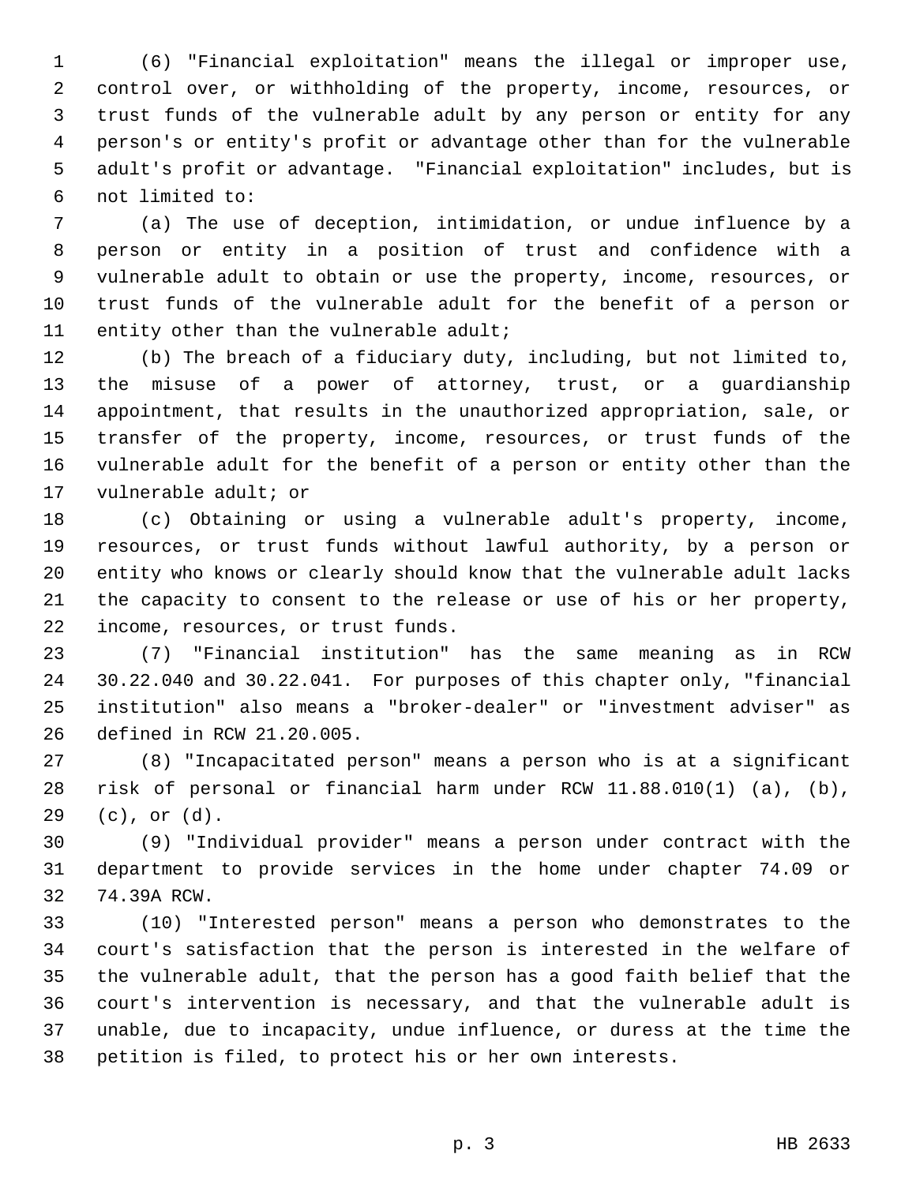(6) "Financial exploitation" means the illegal or improper use, control over, or withholding of the property, income, resources, or trust funds of the vulnerable adult by any person or entity for any person's or entity's profit or advantage other than for the vulnerable adult's profit or advantage. "Financial exploitation" includes, but is not limited to:

(a) The use of deception, intimidation, or undue influence by a person or entity in a position of trust and confidence with a vulnerable adult to obtain or use the property, income, resources, or trust funds of the vulnerable adult for the benefit of a person or entity other than the vulnerable adult;

(b) The breach of a fiduciary duty, including, but not limited to, the misuse of a power of attorney, trust, or a guardianship appointment, that results in the unauthorized appropriation, sale, or transfer of the property, income, resources, or trust funds of the vulnerable adult for the benefit of a person or entity other than the vulnerable adult; or

(c) Obtaining or using a vulnerable adult's property, income, resources, or trust funds without lawful authority, by a person or entity who knows or clearly should know that the vulnerable adult lacks the capacity to consent to the release or use of his or her property, income, resources, or trust funds.

(7) "Financial institution" has the same meaning as in RCW 30.22.040 and 30.22.041. For purposes of this chapter only, "financial institution" also means a "broker-dealer" or "investment adviser" as defined in RCW 21.20.005.

(8) "Incapacitated person" means a person who is at a significant risk of personal or financial harm under RCW 11.88.010(1) (a), (b), (c), or (d).

(9) "Individual provider" means a person under contract with the department to provide services in the home under chapter 74.09 or 74.39A RCW.

(10) "Interested person" means a person who demonstrates to the court's satisfaction that the person is interested in the welfare of the vulnerable adult, that the person has a good faith belief that the court's intervention is necessary, and that the vulnerable adult is unable, due to incapacity, undue influence, or duress at the time the petition is filed, to protect his or her own interests.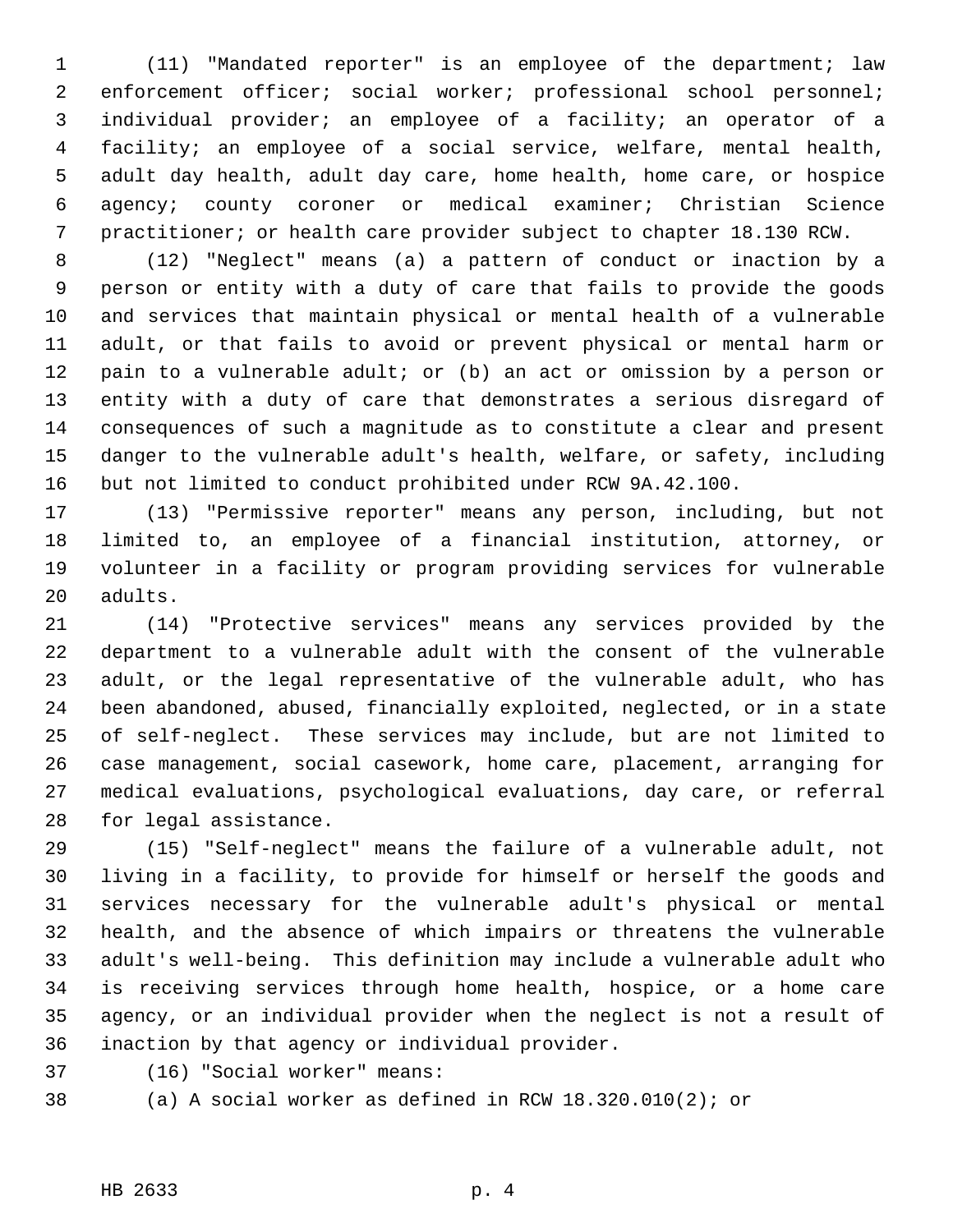(11) "Mandated reporter" is an employee of the department; law enforcement officer; social worker; professional school personnel; individual provider; an employee of a facility; an operator of a facility; an employee of a social service, welfare, mental health, adult day health, adult day care, home health, home care, or hospice agency; county coroner or medical examiner; Christian Science practitioner; or health care provider subject to chapter 18.130 RCW.

(12) "Neglect" means (a) a pattern of conduct or inaction by a person or entity with a duty of care that fails to provide the goods and services that maintain physical or mental health of a vulnerable adult, or that fails to avoid or prevent physical or mental harm or pain to a vulnerable adult; or (b) an act or omission by a person or entity with a duty of care that demonstrates a serious disregard of consequences of such a magnitude as to constitute a clear and present danger to the vulnerable adult's health, welfare, or safety, including but not limited to conduct prohibited under RCW 9A.42.100.

(13) "Permissive reporter" means any person, including, but not limited to, an employee of a financial institution, attorney, or volunteer in a facility or program providing services for vulnerable adults.

(14) "Protective services" means any services provided by the department to a vulnerable adult with the consent of the vulnerable adult, or the legal representative of the vulnerable adult, who has been abandoned, abused, financially exploited, neglected, or in a state of self-neglect. These services may include, but are not limited to case management, social casework, home care, placement, arranging for medical evaluations, psychological evaluations, day care, or referral for legal assistance.

(15) "Self-neglect" means the failure of a vulnerable adult, not living in a facility, to provide for himself or herself the goods and services necessary for the vulnerable adult's physical or mental health, and the absence of which impairs or threatens the vulnerable adult's well-being. This definition may include a vulnerable adult who is receiving services through home health, hospice, or a home care agency, or an individual provider when the neglect is not a result of inaction by that agency or individual provider.

(16) "Social worker" means:

(a) A social worker as defined in RCW 18.320.010(2); or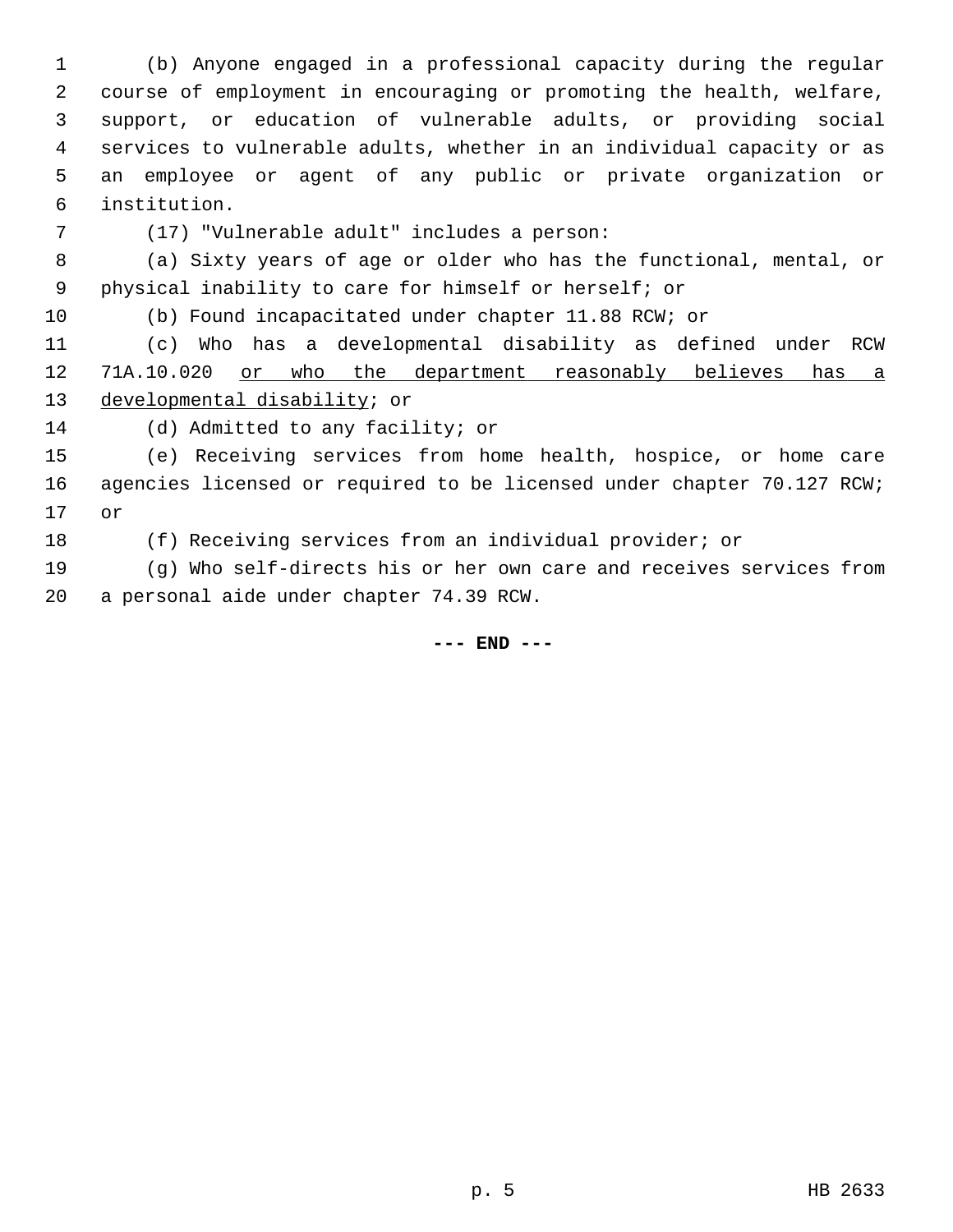(b) Anyone engaged in a professional capacity during the regular course of employment in encouraging or promoting the health, welfare, support, or education of vulnerable adults, or providing social services to vulnerable adults, whether in an individual capacity or as an employee or agent of any public or private organization or institution.

(17) "Vulnerable adult" includes a person:

(a) Sixty years of age or older who has the functional, mental, or physical inability to care for himself or herself; or

(b) Found incapacitated under chapter 11.88 RCW; or

(c) Who has a developmental disability as defined under RCW 71A.10.020 <u>or who the department reasonably believes has a developmental disability</u>; or

(d) Admitted to any facility; or

(e) Receiving services from home health, hospice, or home care agencies licensed or required to be licensed under chapter 70.127 RCW; or

(f) Receiving services from an individual provider; or

(g) Who self-directs his or her own care and receives services from a personal aide under chapter 74.39 RCW.

**--- END ---**